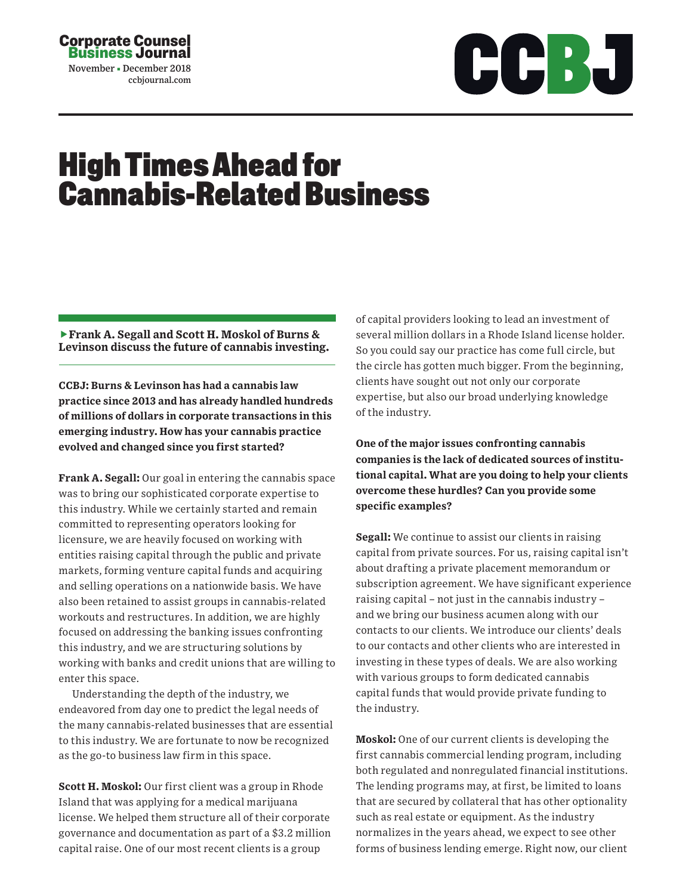# High Times Ahead for Cannabis-Related Business

**▸Frank A. Segall and Scott H. Moskol of Burns & Levinson discuss the future of cannabis investing.**

**CCBJ: Burns & Levinson has had a cannabis law practice since 2013 and has already handled hundreds of millions of dollars in corporate transactions in this emerging industry. How has your cannabis practice evolved and changed since you first started?**

**Frank A. Segall:** Our goal in entering the cannabis space was to bring our sophisticated corporate expertise to this industry. While we certainly started and remain committed to representing operators looking for licensure, we are heavily focused on working with entities raising capital through the public and private markets, forming venture capital funds and acquiring and selling operations on a nationwide basis. We have also been retained to assist groups in cannabis-related workouts and restructures. In addition, we are highly focused on addressing the banking issues confronting this industry, and we are structuring solutions by working with banks and credit unions that are willing to enter this space.

Understanding the depth of the industry, we endeavored from day one to predict the legal needs of the many cannabis-related businesses that are essential to this industry. We are fortunate to now be recognized as the go-to business law firm in this space.

**Scott H. Moskol:** Our first client was a group in Rhode Island that was applying for a medical marijuana license. We helped them structure all of their corporate governance and documentation as part of a $3.2 million capital raise. One of our most recent clients is a group of capital providers looking to lead an investment of several million dollars in a Rhode Island license holder. So you could say our practice has come full circle, but the circle has gotten much bigger. From the beginning, clients have sought out not only our corporate expertise, but also our broad underlying knowledge of the industry.

**One of the major issues confronting cannabis companies is the lack of dedicated sources of institutional capital. What are you doing to help your clients overcome these hurdles? Can you provide some specific examples?**

**Segall:** We continue to assist our clients in raising capital from private sources. For us, raising capital isn't about drafting a private placement memorandum or subscription agreement. We have significant experience raising capital – not just in the cannabis industry – and we bring our business acumen along with our contacts to our clients. We introduce our clients' deals to our contacts and other clients who are interested in investing in these types of deals. We are also working with various groups to form dedicated cannabis capital funds that would provide private funding to the industry.

**Moskol:** One of our current clients is developing the first cannabis commercial lending program, including both regulated and nonregulated financial institutions. The lending programs may, at first, be limited to loans that are secured by collateral that has other optionality such as real estate or equipment. As the industry normalizes in the years ahead, we expect to see other forms of business lending emerge. Right now, our client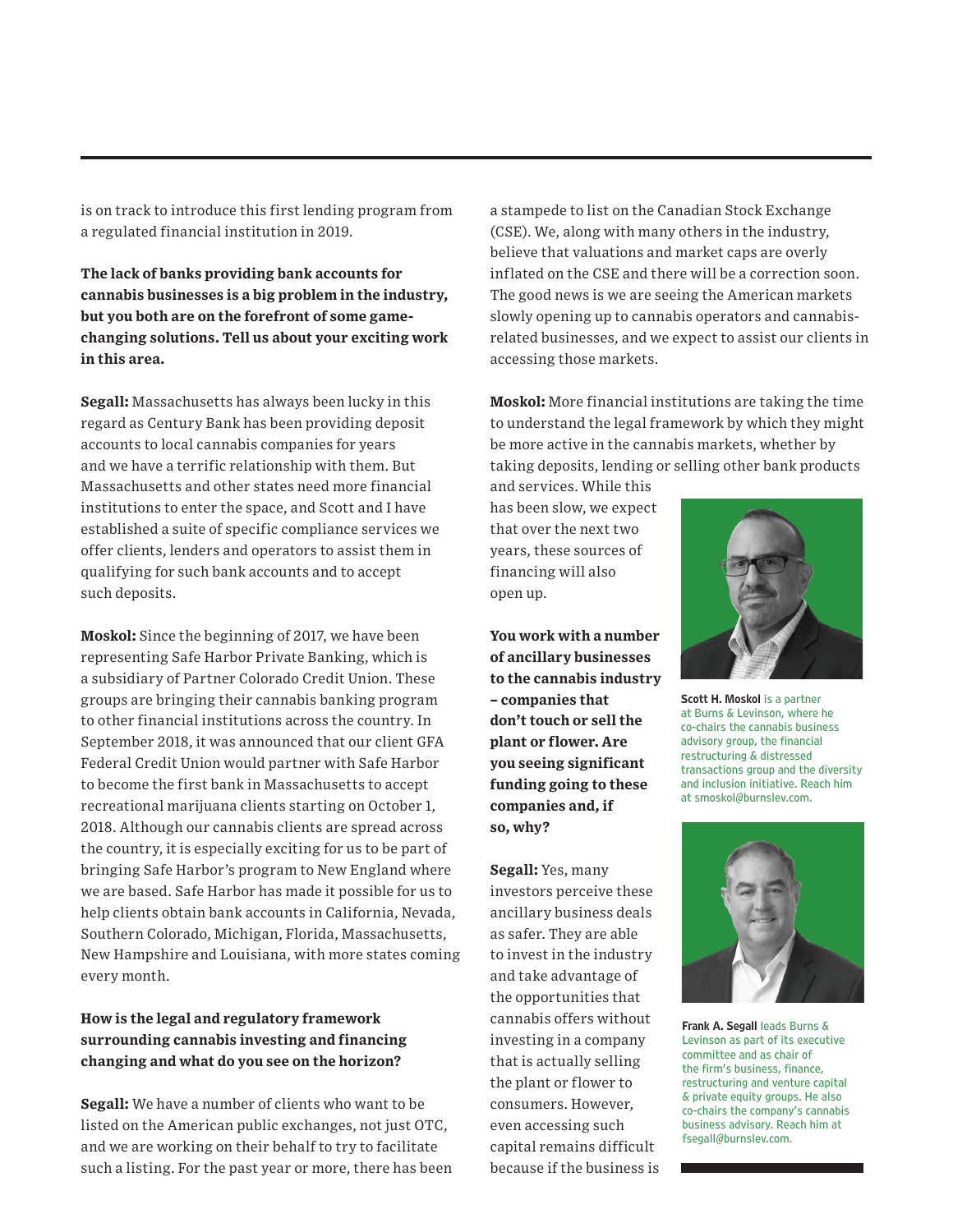is on track to introduce this first lending program from a regulated financial institution in 2019.

**The lack of banks providing bank accounts for cannabis businesses is a big problem in the industry, but you both are on the forefront of some game-changing solutions. Tell us about your exciting work in this area.**

**Segall:** Massachusetts has always been lucky in this regard as Century Bank has been providing deposit accounts to local cannabis companies for years and we have a terrific relationship with them. But Massachusetts and other states need more financial institutions to enter the space, and Scott and I have established a suite of specific compliance services we offer clients, lenders and operators to assist them in qualifying for such bank accounts and to accept such deposits.

**Moskol:** Since the beginning of 2017, we have been representing Safe Harbor Private Banking, which is a subsidiary of Partner Colorado Credit Union. These groups are bringing their cannabis banking program to other financial institutions across the country. In September 2018, it was announced that our client GFA Federal Credit Union would partner with Safe Harbor to become the first bank in Massachusetts to accept recreational marijuana clients starting on October 1, 2018. Although our cannabis clients are spread across the country, it is especially exciting for us to be part of bringing Safe Harbor's program to New England where we are based. Safe Harbor has made it possible for us to help clients obtain bank accounts in California, Nevada, Southern Colorado, Michigan, Florida, Massachusetts, New Hampshire and Louisiana, with more states coming every month.

**How is the legal and regulatory framework surrounding cannabis investing and financing changing and what do you see on the horizon?**

**Segall:** We have a number of clients who want to be listed on the American public exchanges, not just OTC, and we are working on their behalf to try to facilitate such a listing. For the past year or more, there has been a stampede to list on the Canadian Stock Exchange (CSE). We, along with many others in the industry, believe that valuations and market caps are overly inflated on the CSE and there will be a correction soon. The good news is we are seeing the American markets slowly opening up to cannabis operators and cannabis-related businesses, and we expect to assist our clients in accessing those markets.

**Moskol:** More financial institutions are taking the time to understand the legal framework by which they might be more active in the cannabis markets, whether by taking deposits, lending or selling other bank products and services. While this has been slow, we expect that over the next two years, these sources of financing will also open up.

**You work with a number of ancillary businesses to the cannabis industry – companies that don't touch or sell the plant or flower. Are you seeing significant funding going to these companies and, if so, why?**

**Segall:** Yes, many investors perceive these ancillary business deals as safer. They are able to invest in the industry and take advantage of the opportunities that cannabis offers without investing in a company that is actually selling the plant or flower to consumers. However, even accessing such capital remains difficult because if the business is

**Scott H. Moskol** is a partner at Burns & Levinson, where he co-chairs the cannabis business advisory group, the financial restructuring & distressed transactions group and the diversity and inclusion initiative. Reach him at smoskol@burnslev.com.

**Frank A. Segall** leads Burns & Levinson as part of its executive committee and as chair of the firm's business, finance, restructuring and venture capital & private equity groups. He also co-chairs the company's cannabis business advisory. Reach him at fsegall@burnslev.com.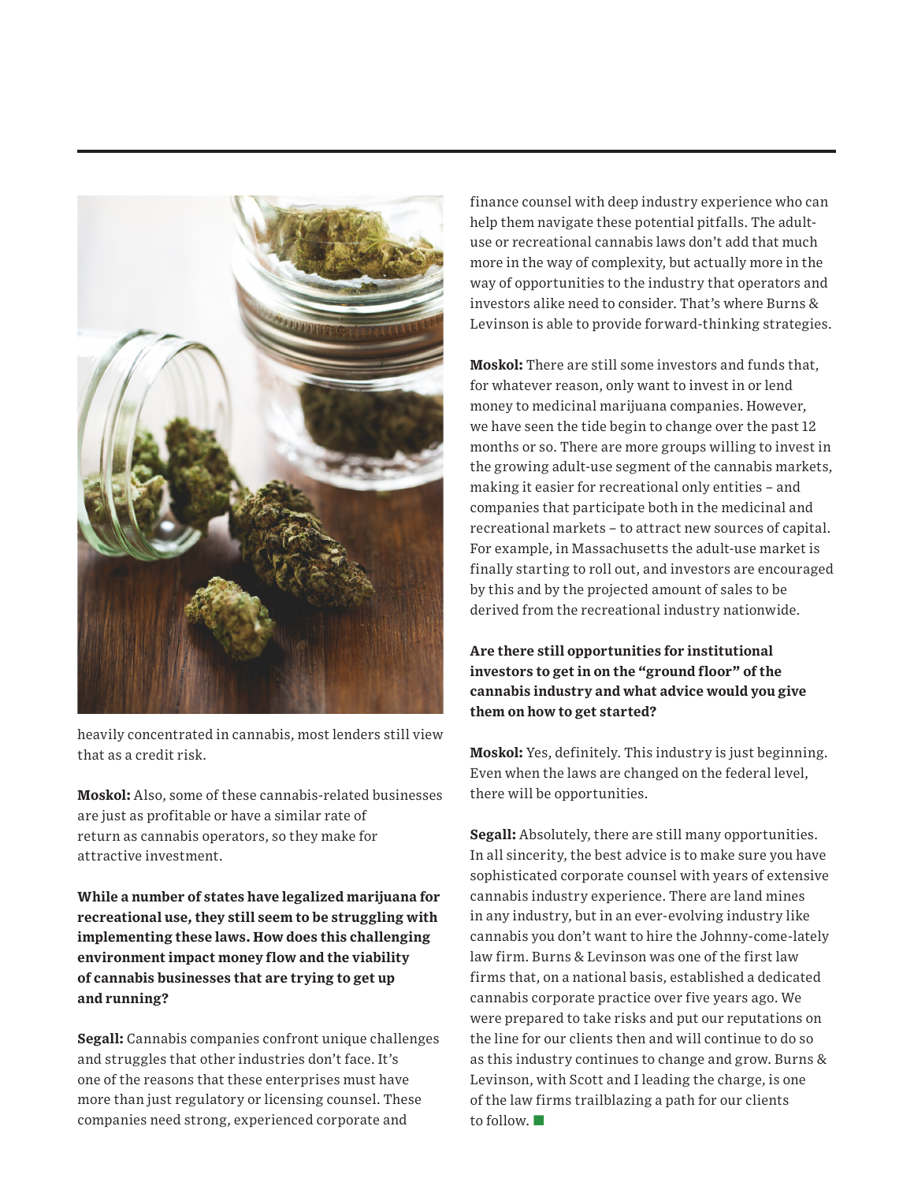heavily concentrated in cannabis, most lenders still view that as a credit risk.

**Moskol:** Also, some of these cannabis-related businesses are just as profitable or have a similar rate of return as cannabis operators, so they make for attractive investment.

**While a number of states have legalized marijuana for recreational use, they still seem to be struggling with implementing these laws. How does this challenging environment impact money flow and the viability of cannabis businesses that are trying to get up and running?**

**Segall:** Cannabis companies confront unique challenges and struggles that other industries don't face. It's one of the reasons that these enterprises must have more than just regulatory or licensing counsel. These companies need strong, experienced corporate and finance counsel with deep industry experience who can help them navigate these potential pitfalls. The adult-use or recreational cannabis laws don't add that much more in the way of complexity, but actually more in the way of opportunities to the industry that operators and investors alike need to consider. That's where Burns & Levinson is able to provide forward-thinking strategies.

**Moskol:** There are still some investors and funds that, for whatever reason, only want to invest in or lend money to medicinal marijuana companies. However, we have seen the tide begin to change over the past 12 months or so. There are more groups willing to invest in the growing adult-use segment of the cannabis markets, making it easier for recreational only entities – and companies that participate both in the medicinal and recreational markets – to attract new sources of capital. For example, in Massachusetts the adult-use market is finally starting to roll out, and investors are encouraged by this and by the projected amount of sales to be derived from the recreational industry nationwide.

**Are there still opportunities for institutional investors to get in on the "ground floor" of the cannabis industry and what advice would you give them on how to get started?**

**Moskol:** Yes, definitely. This industry is just beginning. Even when the laws are changed on the federal level, there will be opportunities.

**Segall:** Absolutely, there are still many opportunities. In all sincerity, the best advice is to make sure you have sophisticated corporate counsel with years of extensive cannabis industry experience. There are land mines in any industry, but in an ever-evolving industry like cannabis you don't want to hire the Johnny-come-lately law firm. Burns & Levinson was one of the first law firms that, on a national basis, established a dedicated cannabis corporate practice over five years ago. We were prepared to take risks and put our reputations on the line for our clients then and will continue to do so as this industry continues to change and grow. Burns & Levinson, with Scott and I leading the charge, is one of the law firms trailblazing a path for our clients to follow. ■